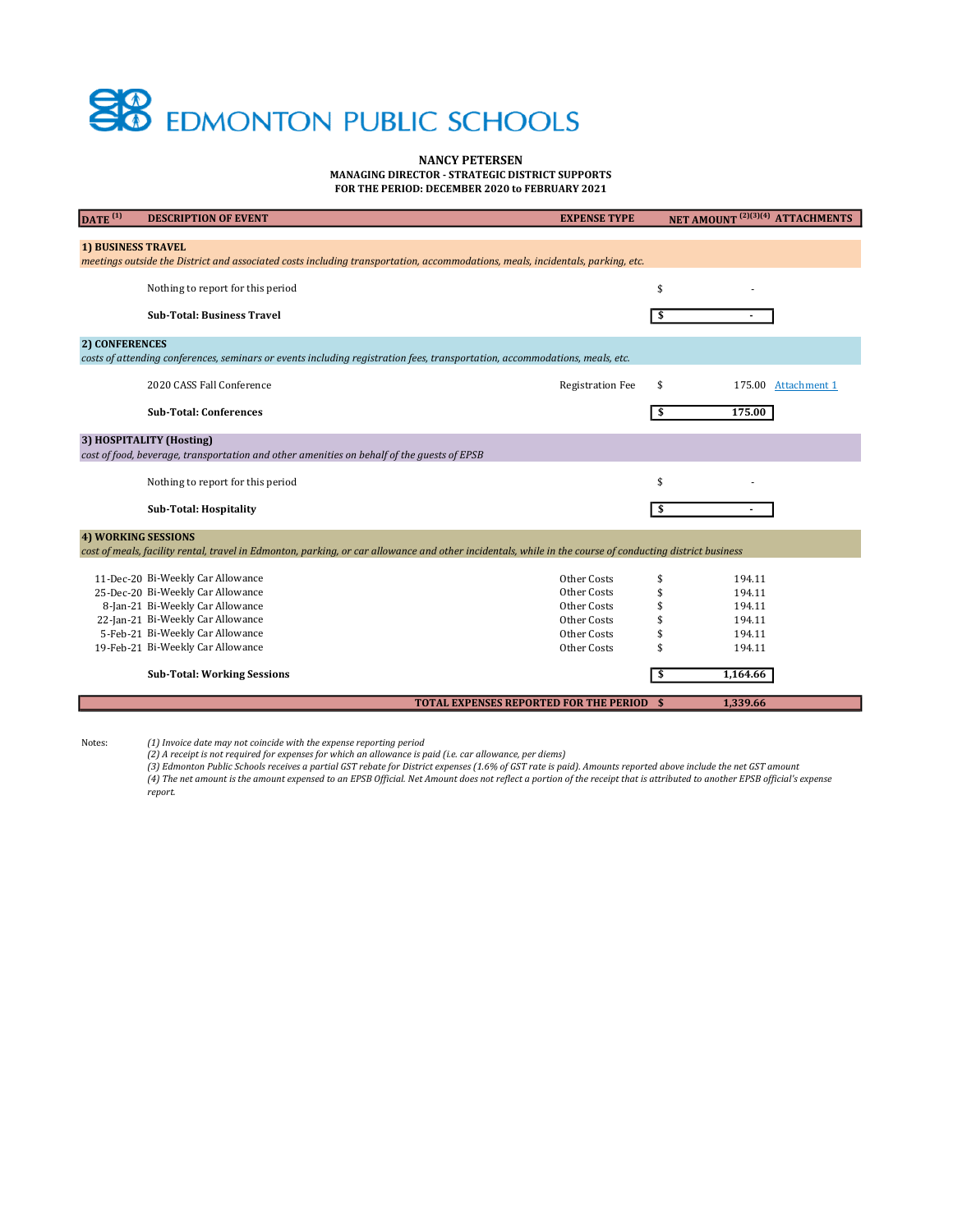# EDMONTON PUBLIC SCHOOLS

**NANCY PETERSEN**
**MANAGING DIRECTOR - STRATEGIC DISTRICT SUPPORTS**
**FOR THE PERIOD: DECEMBER 2020 to FEBRUARY 2021**

| DATE [1] | DESCRIPTION OF EVENT | EXPENSE TYPE | NET AMOUNT [2][3][4] | ATTACHMENTS |
|---|---|---|---|---|
| **1) BUSINESS TRAVEL** | | | | |
| *meetings outside the District and associated costs including transportation, accommodations, meals, incidentals, parking, etc.* | | | | |
| | Nothing to report for this period | | $ - | |
| | **Sub-Total: Business Travel** | | **$ -** | |
| **2) CONFERENCES** | | | | |
| *costs of attending conferences, seminars or events including registration fees, transportation, accommodations, meals, etc.* | | | | |
| | 2020 CASS Fall Conference | Registration Fee | $ 175.00 | Attachment 1 |
| | **Sub-Total: Conferences** | | **$ 175.00** | |
| **3) HOSPITALITY (Hosting)** | | | | |
| *cost of food, beverage, transportation and other amenities on behalf of the guests of EPSB* | | | | |
| | Nothing to report for this period | | $ - | |
| | **Sub-Total: Hospitality** | | **$ -** | |
| **4) WORKING SESSIONS** | | | | |
| *cost of meals, facility rental, travel in Edmonton, parking, or car allowance and other incidentals, while in the course of conducting district business* | | | | |
| 11-Dec-20 | Bi-Weekly Car Allowance | Other Costs | $ 194.11 | |
| 25-Dec-20 | Bi-Weekly Car Allowance | Other Costs | $ 194.11 | |
| 8-Jan-21 | Bi-Weekly Car Allowance | Other Costs | $ 194.11 | |
| 22-Jan-21 | Bi-Weekly Car Allowance | Other Costs | $ 194.11 | |
| 5-Feb-21 | Bi-Weekly Car Allowance | Other Costs | $ 194.11 | |
| 19-Feb-21 | Bi-Weekly Car Allowance | Other Costs | $ 194.11 | |
| | **Sub-Total: Working Sessions** | | **$ 1,164.66** | |
| | | **TOTAL EXPENSES REPORTED FOR THE PERIOD** | **$ 1,339.66** | |

Notes:

*(1) Invoice date may not coincide with the expense reporting period*
*(2) A receipt is not required for expenses for which an allowance is paid (i.e. car allowance, per diems)*
*(3) Edmonton Public Schools receives a partial GST rebate for District expenses (1.6% of GST rate is paid). Amounts reported above include the net GST amount*
*(4) The net amount is the amount expensed to an EPSB Official. Net Amount does not reflect a portion of the receipt that is attributed to another EPSB official's expense report.*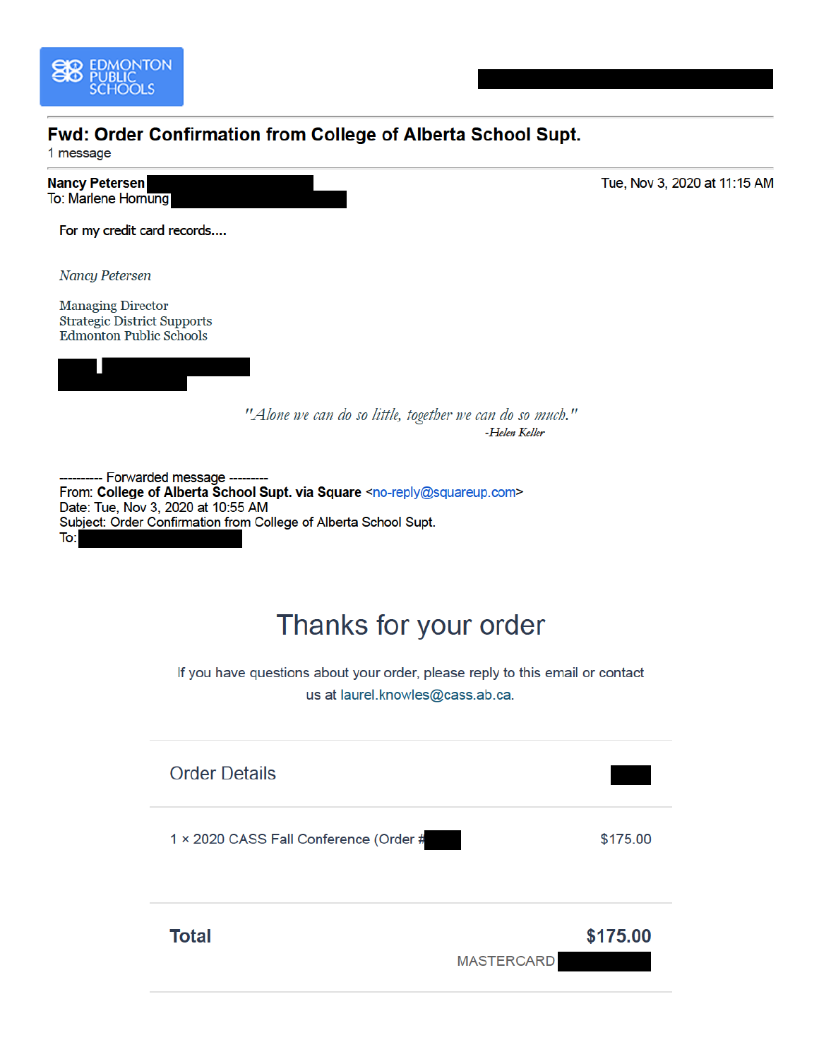EDMONTON PUBLIC SCHOOLS

## Fwd: Order Confirmation from College of Alberta School Supt.

1 message

**Nancy Petersen** Tue, Nov 3, 2020 at 11:15 AM
To: Marlene Hornung

For my credit card records....

*Nancy Petersen*

Managing Director
Strategic District Supports
Edmonton Public Schools

*"Alone we can do so little, together we can do so much."*
*-Helen Keller*

---------- Forwarded message ---------
From: **College of Alberta School Supt. via Square** <no-reply@squareup.com>
Date: Tue, Nov 3, 2020 at 10:55 AM
Subject: Order Confirmation from College of Alberta School Supt.
To:

# Thanks for your order

If you have questions about your order, please reply to this email or contact us at laurel.knowles@cass.ab.ca.

## Order Details

| | |
|---|---|
| 1 × 2020 CASS Fall Conference (Order # | $175.00 |
| **Total** | **$175.00** |
| | MASTERCARD |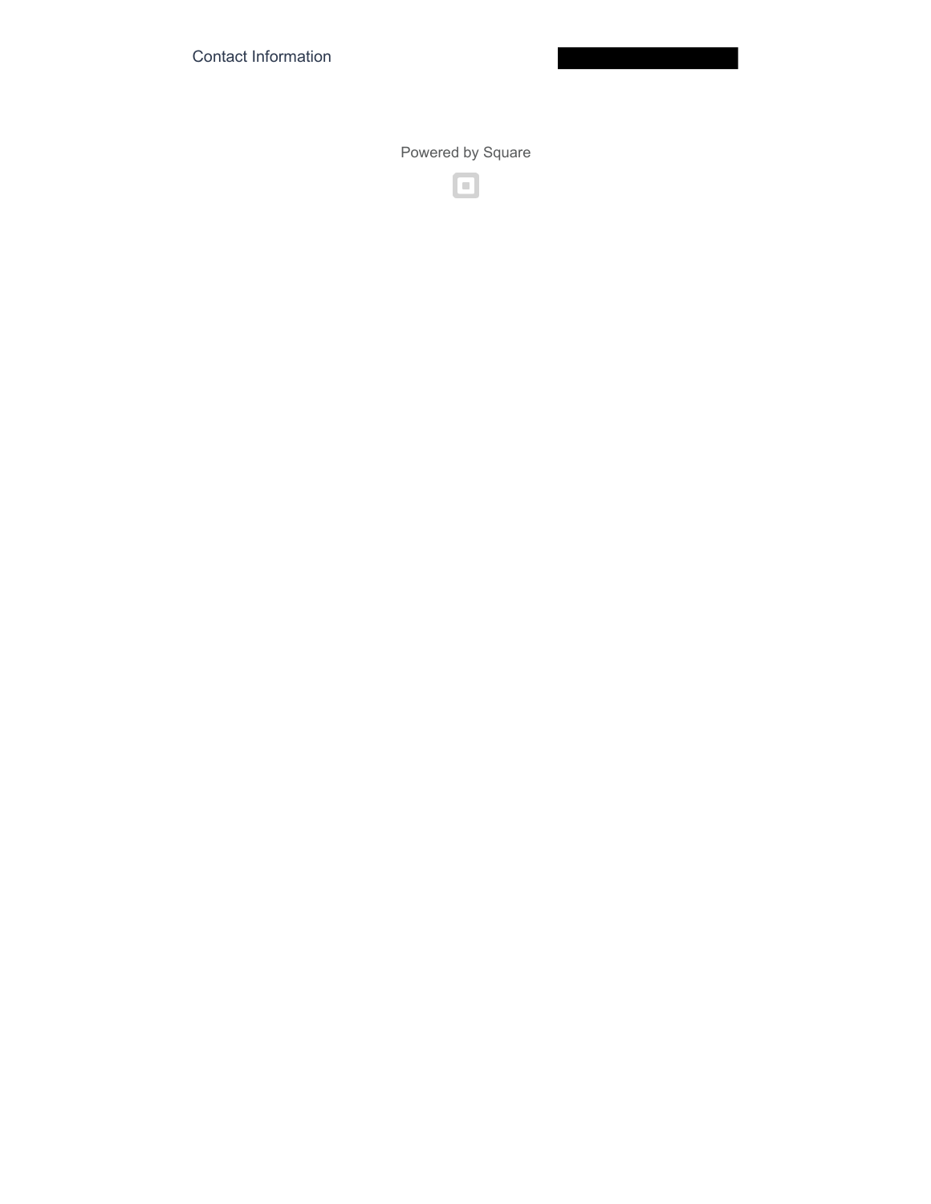Contact Information

Powered by Square